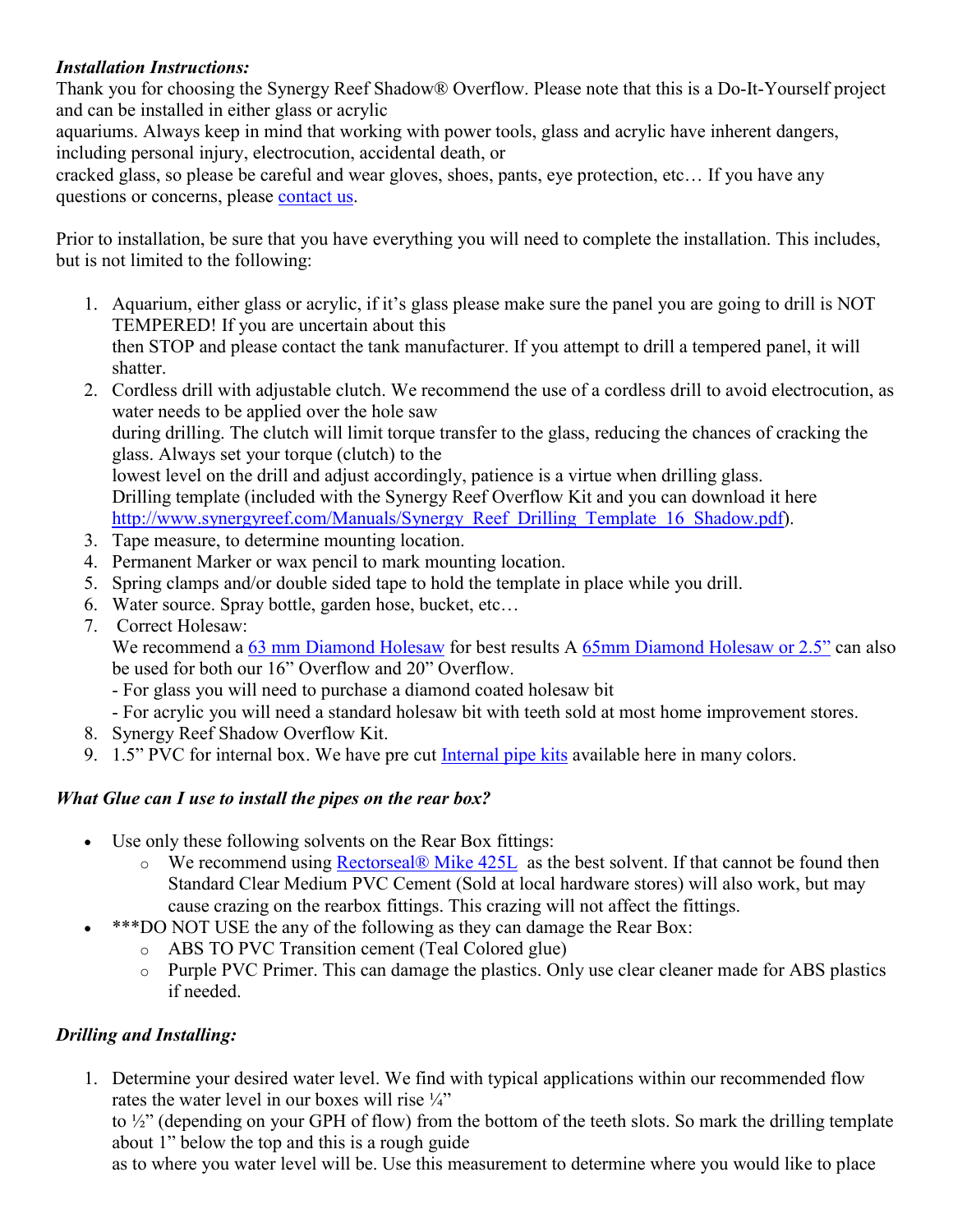***Installation Instructions:***

Thank you for choosing the Synergy Reef Shadow® Overflow. Please note that this is a Do-It-Yourself project and can be installed in either glass or acrylic aquariums. Always keep in mind that working with power tools, glass and acrylic have inherent dangers, including personal injury, electrocution, accidental death, or cracked glass, so please be careful and wear gloves, shoes, pants, eye protection, etc… If you have any questions or concerns, please contact us.

Prior to installation, be sure that you have everything you will need to complete the installation. This includes, but is not limited to the following:

1. Aquarium, either glass or acrylic, if it's glass please make sure the panel you are going to drill is NOT TEMPERED! If you are uncertain about this then STOP and please contact the tank manufacturer. If you attempt to drill a tempered panel, it will shatter.
2. Cordless drill with adjustable clutch. We recommend the use of a cordless drill to avoid electrocution, as water needs to be applied over the hole saw during drilling. The clutch will limit torque transfer to the glass, reducing the chances of cracking the glass. Always set your torque (clutch) to the lowest level on the drill and adjust accordingly, patience is a virtue when drilling glass.
   Drilling template (included with the Synergy Reef Overflow Kit and you can download it here http://www.synergyreef.com/Manuals/Synergy_Reef_Drilling_Template_16_Shadow.pdf).
3. Tape measure, to determine mounting location.
4. Permanent Marker or wax pencil to mark mounting location.
5. Spring clamps and/or double sided tape to hold the template in place while you drill.
6. Water source. Spray bottle, garden hose, bucket, etc…
7. Correct Holesaw:
   We recommend a 63 mm Diamond Holesaw for best results A 65mm Diamond Holesaw or 2.5" can also be used for both our 16" Overflow and 20" Overflow.
   - For glass you will need to purchase a diamond coated holesaw bit
   - For acrylic you will need a standard holesaw bit with teeth sold at most home improvement stores.
8. Synergy Reef Shadow Overflow Kit.
9. 1.5" PVC for internal box. We have pre cut Internal pipe kits available here in many colors.

***What Glue can I use to install the pipes on the rear box?***

- Use only these following solvents on the Rear Box fittings:
  - We recommend using Rectorseal® Mike 425L as the best solvent. If that cannot be found then Standard Clear Medium PVC Cement (Sold at local hardware stores) will also work, but may cause crazing on the rearbox fittings. This crazing will not affect the fittings.
- ***DO NOT USE the any of the following as they can damage the Rear Box:
  - ABS TO PVC Transition cement (Teal Colored glue)
  - Purple PVC Primer. This can damage the plastics. Only use clear cleaner made for ABS plastics if needed.

***Drilling and Installing:***

1. Determine your desired water level. We find with typical applications within our recommended flow rates the water level in our boxes will rise ¼" to ½" (depending on your GPH of flow) from the bottom of the teeth slots. So mark the drilling template about 1" below the top and this is a rough guide as to where you water level will be. Use this measurement to determine where you would like to place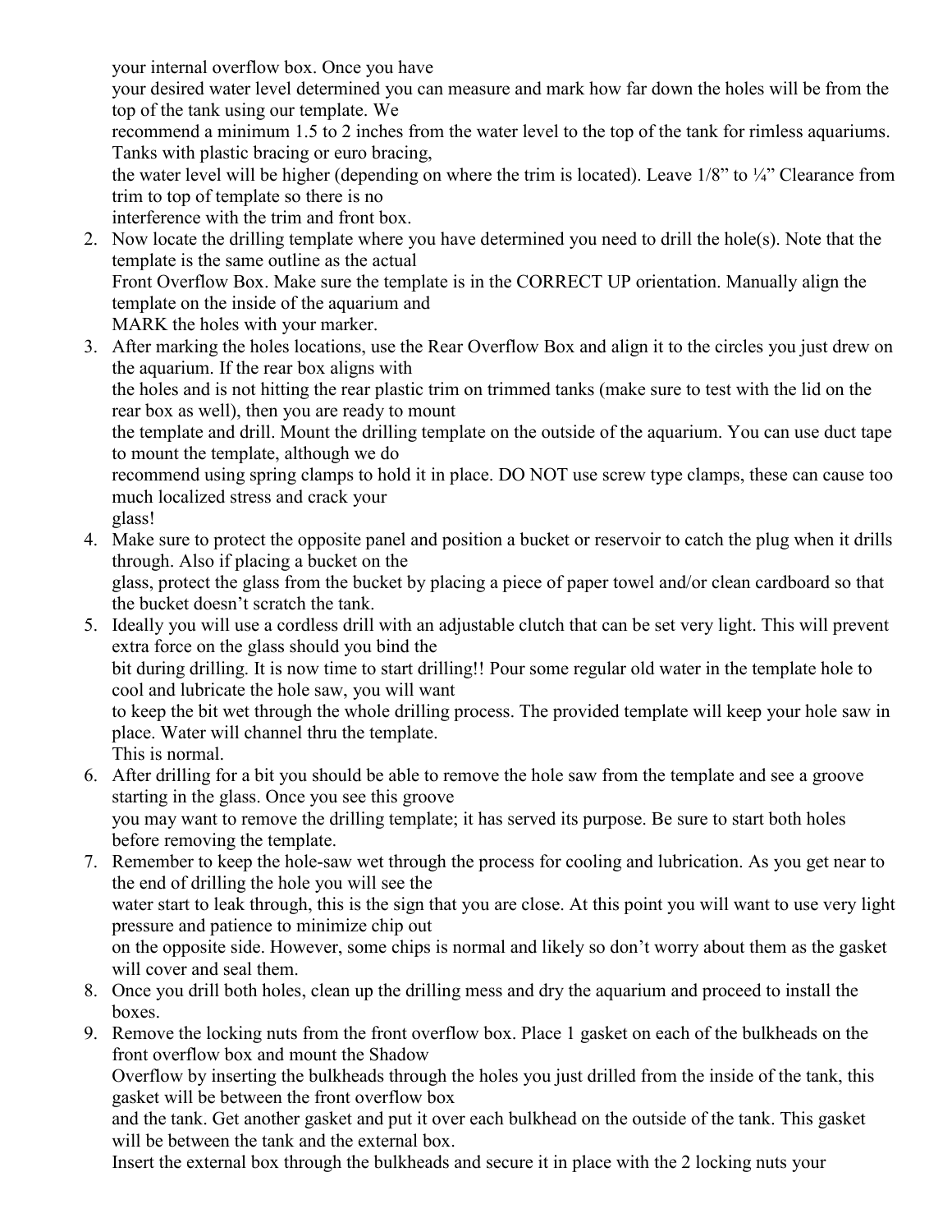your internal overflow box. Once you have your desired water level determined you can measure and mark how far down the holes will be from the top of the tank using our template. We recommend a minimum 1.5 to 2 inches from the water level to the top of the tank for rimless aquariums. Tanks with plastic bracing or euro bracing, the water level will be higher (depending on where the trim is located). Leave 1/8" to ¼" Clearance from trim to top of template so there is no interference with the trim and front box.

2. Now locate the drilling template where you have determined you need to drill the hole(s). Note that the template is the same outline as the actual Front Overflow Box. Make sure the template is in the CORRECT UP orientation. Manually align the template on the inside of the aquarium and MARK the holes with your marker.
3. After marking the holes locations, use the Rear Overflow Box and align it to the circles you just drew on the aquarium. If the rear box aligns with the holes and is not hitting the rear plastic trim on trimmed tanks (make sure to test with the lid on the rear box as well), then you are ready to mount the template and drill. Mount the drilling template on the outside of the aquarium. You can use duct tape to mount the template, although we do recommend using spring clamps to hold it in place. DO NOT use screw type clamps, these can cause too much localized stress and crack your glass!
4. Make sure to protect the opposite panel and position a bucket or reservoir to catch the plug when it drills through. Also if placing a bucket on the glass, protect the glass from the bucket by placing a piece of paper towel and/or clean cardboard so that the bucket doesn't scratch the tank.
5. Ideally you will use a cordless drill with an adjustable clutch that can be set very light. This will prevent extra force on the glass should you bind the bit during drilling. It is now time to start drilling!! Pour some regular old water in the template hole to cool and lubricate the hole saw, you will want to keep the bit wet through the whole drilling process. The provided template will keep your hole saw in place. Water will channel thru the template. This is normal.
6. After drilling for a bit you should be able to remove the hole saw from the template and see a groove starting in the glass. Once you see this groove you may want to remove the drilling template; it has served its purpose. Be sure to start both holes before removing the template.
7. Remember to keep the hole-saw wet through the process for cooling and lubrication. As you get near to the end of drilling the hole you will see the water start to leak through, this is the sign that you are close. At this point you will want to use very light pressure and patience to minimize chip out on the opposite side. However, some chips is normal and likely so don't worry about them as the gasket will cover and seal them.
8. Once you drill both holes, clean up the drilling mess and dry the aquarium and proceed to install the boxes.
9. Remove the locking nuts from the front overflow box. Place 1 gasket on each of the bulkheads on the front overflow box and mount the Shadow Overflow by inserting the bulkheads through the holes you just drilled from the inside of the tank, this gasket will be between the front overflow box and the tank. Get another gasket and put it over each bulkhead on the outside of the tank. This gasket will be between the tank and the external box.
   Insert the external box through the bulkheads and secure it in place with the 2 locking nuts your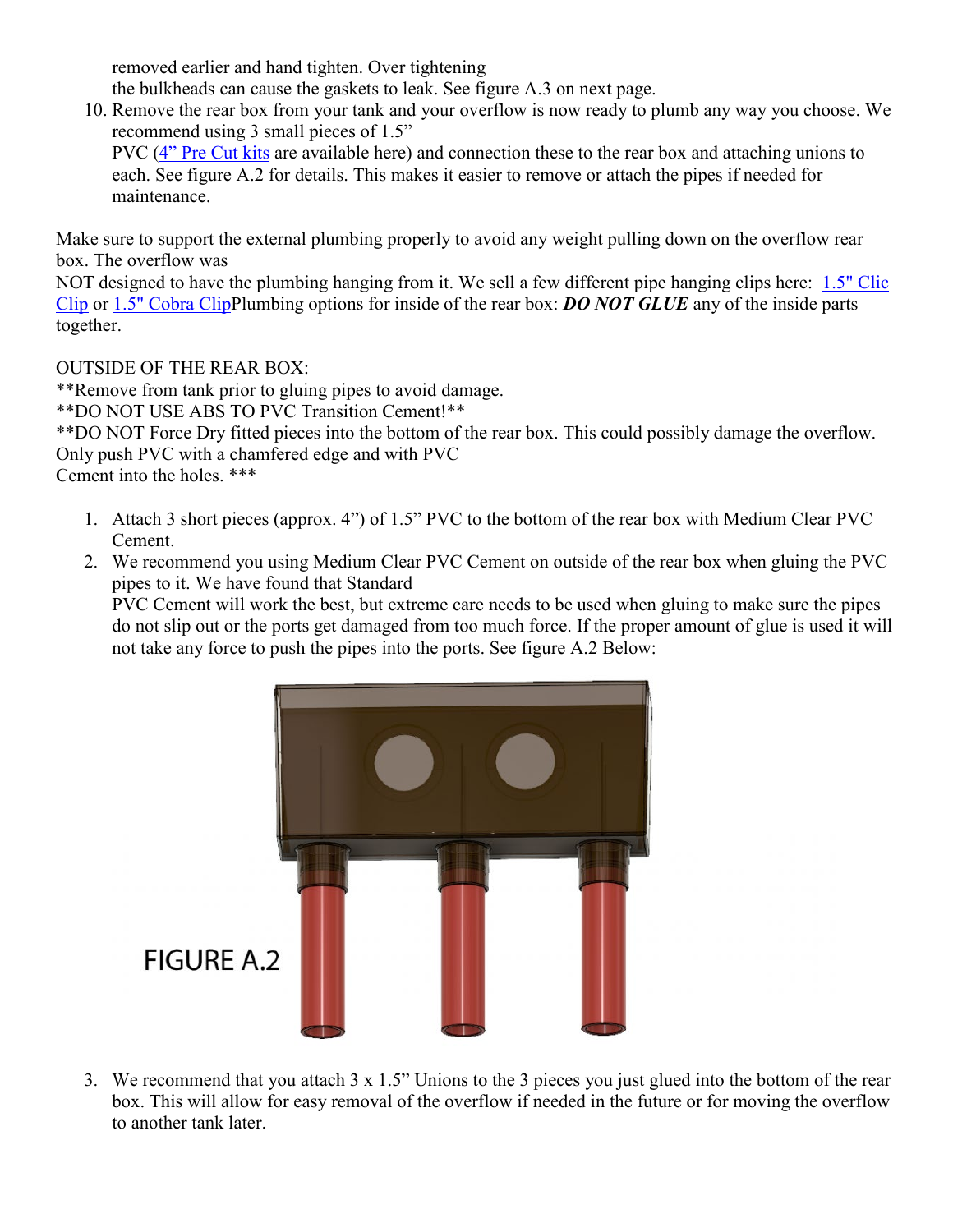removed earlier and hand tighten. Over tightening the bulkheads can cause the gaskets to leak. See figure A.3 on next page.

10. Remove the rear box from your tank and your overflow is now ready to plumb any way you choose. We recommend using 3 small pieces of 1.5" PVC (4" Pre Cut kits are available here) and connection these to the rear box and attaching unions to each. See figure A.2 for details. This makes it easier to remove or attach the pipes if needed for maintenance.

Make sure to support the external plumbing properly to avoid any weight pulling down on the overflow rear box. The overflow was NOT designed to have the plumbing hanging from it. We sell a few different pipe hanging clips here: 1.5" Clic Clip or 1.5" Cobra ClipPlumbing options for inside of the rear box: ***DO NOT GLUE*** any of the inside parts together.

OUTSIDE OF THE REAR BOX:
**Remove from tank prior to gluing pipes to avoid damage.
**DO NOT USE ABS TO PVC Transition Cement!**
**DO NOT Force Dry fitted pieces into the bottom of the rear box. This could possibly damage the overflow. Only push PVC with a chamfered edge and with PVC Cement into the holes. ***

1. Attach 3 short pieces (approx. 4") of 1.5" PVC to the bottom of the rear box with Medium Clear PVC Cement.
2. We recommend you using Medium Clear PVC Cement on outside of the rear box when gluing the PVC pipes to it. We have found that Standard PVC Cement will work the best, but extreme care needs to be used when gluing to make sure the pipes do not slip out or the ports get damaged from too much force. If the proper amount of glue is used it will not take any force to push the pipes into the ports. See figure A.2 Below:

FIGURE A.2

3. We recommend that you attach 3 x 1.5" Unions to the 3 pieces you just glued into the bottom of the rear box. This will allow for easy removal of the overflow if needed in the future or for moving the overflow to another tank later.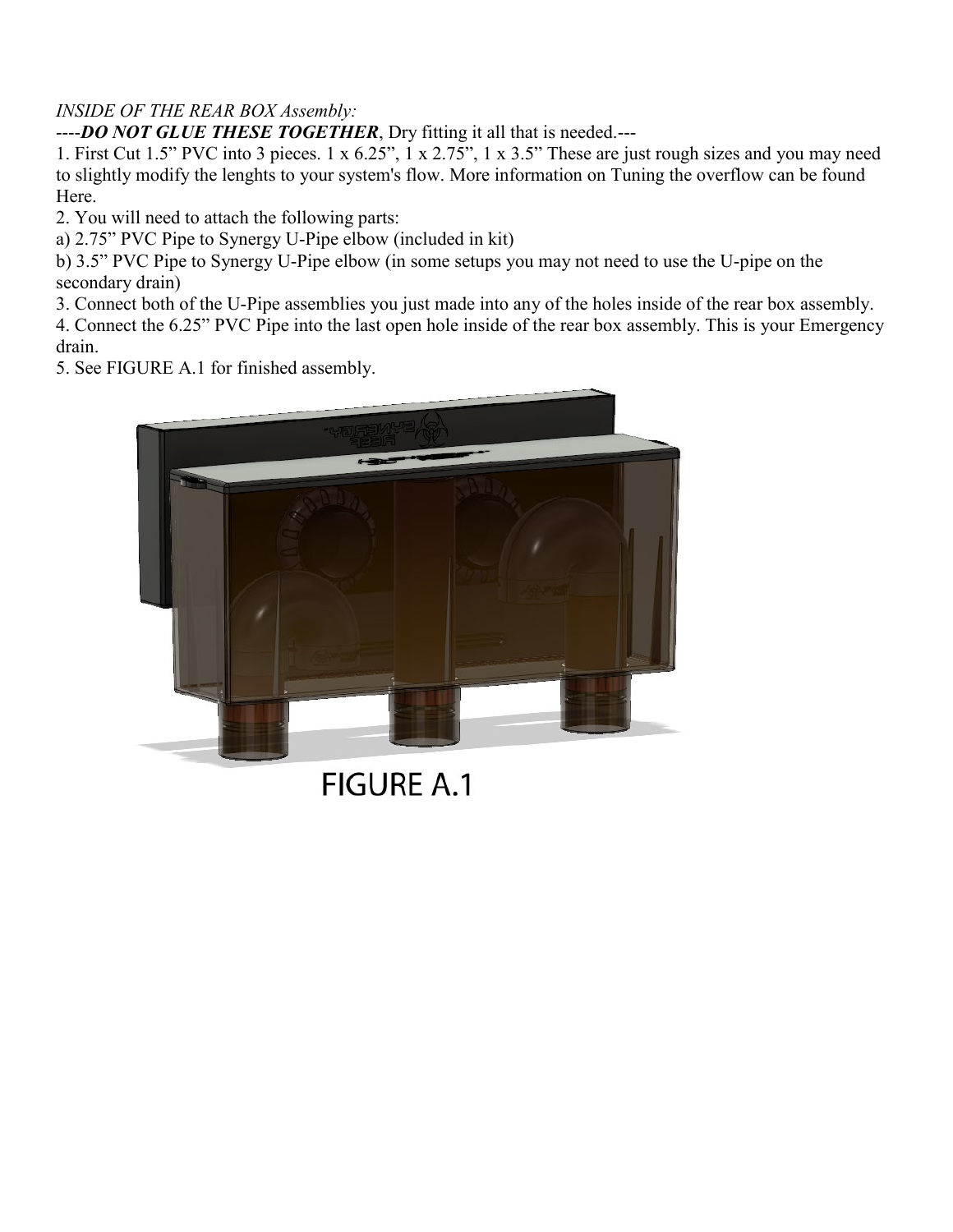*INSIDE OF THE REAR BOX Assembly:*

----***DO NOT GLUE THESE TOGETHER***, Dry fitting it all that is needed.---

1. First Cut 1.5” PVC into 3 pieces. 1 x 6.25”, 1 x 2.75”, 1 x 3.5” These are just rough sizes and you may need to slightly modify the lenghts to your system's flow. More information on Tuning the overflow can be found Here.
2. You will need to attach the following parts:
   a) 2.75” PVC Pipe to Synergy U-Pipe elbow (included in kit)
   b) 3.5” PVC Pipe to Synergy U-Pipe elbow (in some setups you may not need to use the U-pipe on the secondary drain)
3. Connect both of the U-Pipe assemblies you just made into any of the holes inside of the rear box assembly.
4. Connect the 6.25” PVC Pipe into the last open hole inside of the rear box assembly. This is your Emergency drain.
5. See FIGURE A.1 for finished assembly.

FIGURE A.1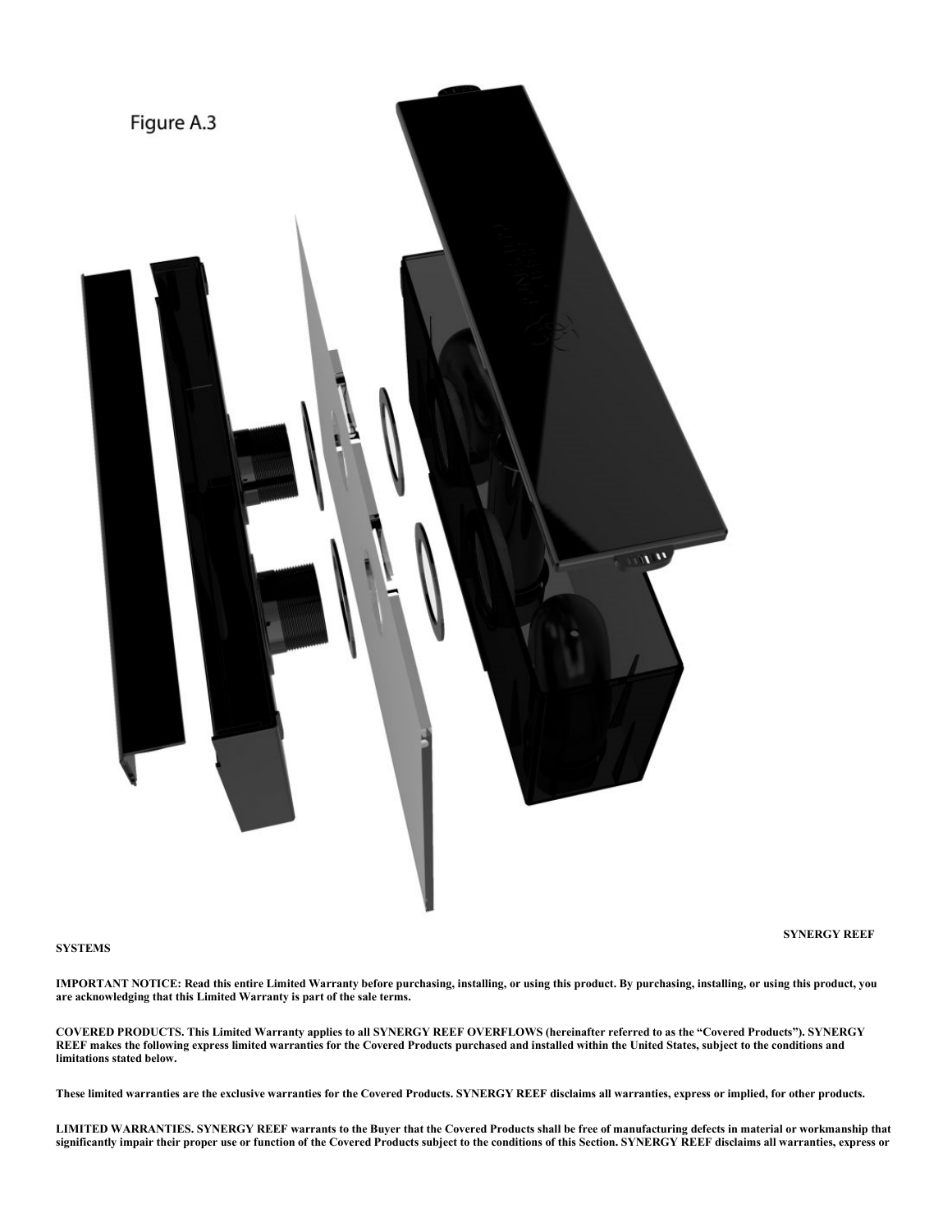Figure A.3

SYNERGY REEF SYSTEMS

**IMPORTANT NOTICE: Read this entire Limited Warranty before purchasing, installing, or using this product. By purchasing, installing, or using this product, you are acknowledging that this Limited Warranty is part of the sale terms.**

**COVERED PRODUCTS. This Limited Warranty applies to all SYNERGY REEF OVERFLOWS (hereinafter referred to as the "Covered Products"). SYNERGY REEF makes the following express limited warranties for the Covered Products purchased and installed within the United States, subject to the conditions and limitations stated below.**

**These limited warranties are the exclusive warranties for the Covered Products. SYNERGY REEF disclaims all warranties, express or implied, for other products.**

**LIMITED WARRANTIES. SYNERGY REEF warrants to the Buyer that the Covered Products shall be free of manufacturing defects in material or workmanship that significantly impair their proper use or function of the Covered Products subject to the conditions of this Section. SYNERGY REEF disclaims all warranties, express or**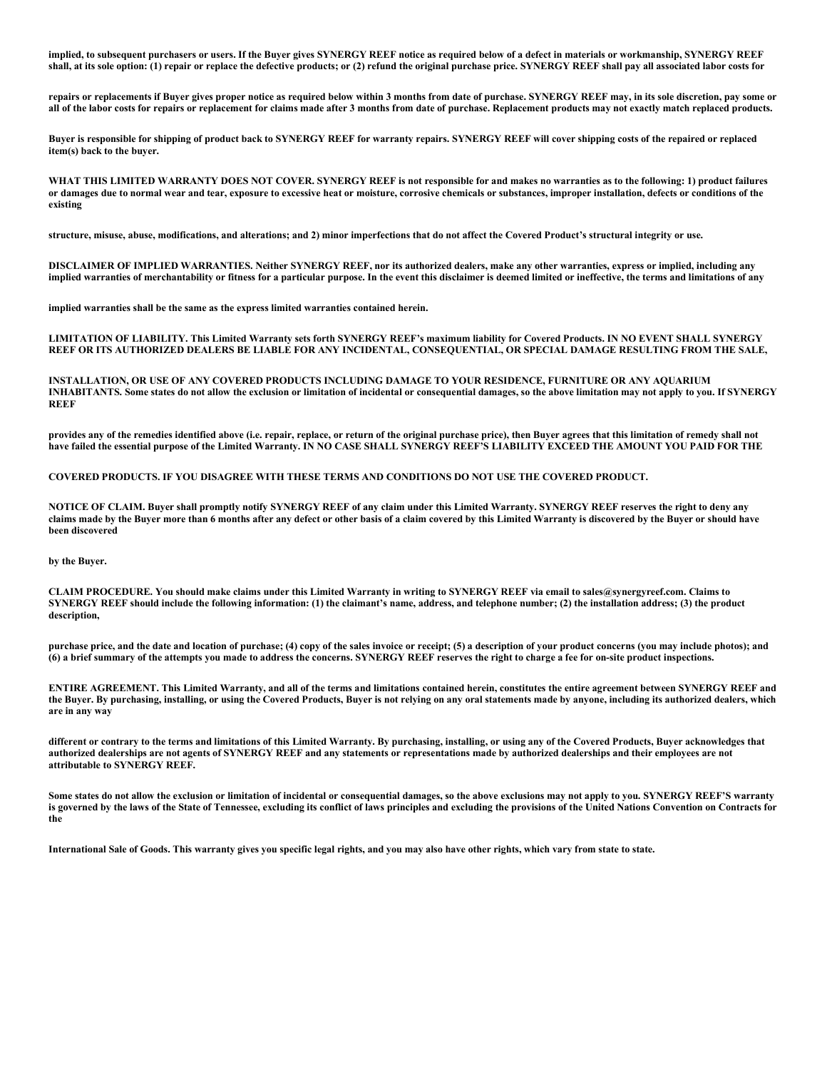**implied, to subsequent purchasers or users. If the Buyer gives SYNERGY REEF notice as required below of a defect in materials or workmanship, SYNERGY REEF shall, at its sole option: (1) repair or replace the defective products; or (2) refund the original purchase price. SYNERGY REEF shall pay all associated labor costs for**

**repairs or replacements if Buyer gives proper notice as required below within 3 months from date of purchase. SYNERGY REEF may, in its sole discretion, pay some or all of the labor costs for repairs or replacement for claims made after 3 months from date of purchase. Replacement products may not exactly match replaced products.**

**Buyer is responsible for shipping of product back to SYNERGY REEF for warranty repairs. SYNERGY REEF will cover shipping costs of the repaired or replaced item(s) back to the buyer.**

**WHAT THIS LIMITED WARRANTY DOES NOT COVER. SYNERGY REEF is not responsible for and makes no warranties as to the following: 1) product failures or damages due to normal wear and tear, exposure to excessive heat or moisture, corrosive chemicals or substances, improper installation, defects or conditions of the existing**

**structure, misuse, abuse, modifications, and alterations; and 2) minor imperfections that do not affect the Covered Product's structural integrity or use.**

**DISCLAIMER OF IMPLIED WARRANTIES. Neither SYNERGY REEF, nor its authorized dealers, make any other warranties, express or implied, including any implied warranties of merchantability or fitness for a particular purpose. In the event this disclaimer is deemed limited or ineffective, the terms and limitations of any**

**implied warranties shall be the same as the express limited warranties contained herein.**

**LIMITATION OF LIABILITY. This Limited Warranty sets forth SYNERGY REEF's maximum liability for Covered Products. IN NO EVENT SHALL SYNERGY REEF OR ITS AUTHORIZED DEALERS BE LIABLE FOR ANY INCIDENTAL, CONSEQUENTIAL, OR SPECIAL DAMAGE RESULTING FROM THE SALE,**

**INSTALLATION, OR USE OF ANY COVERED PRODUCTS INCLUDING DAMAGE TO YOUR RESIDENCE, FURNITURE OR ANY AQUARIUM INHABITANTS. Some states do not allow the exclusion or limitation of incidental or consequential damages, so the above limitation may not apply to you. If SYNERGY REEF**

**provides any of the remedies identified above (i.e. repair, replace, or return of the original purchase price), then Buyer agrees that this limitation of remedy shall not have failed the essential purpose of the Limited Warranty. IN NO CASE SHALL SYNERGY REEF'S LIABILITY EXCEED THE AMOUNT YOU PAID FOR THE**

**COVERED PRODUCTS. IF YOU DISAGREE WITH THESE TERMS AND CONDITIONS DO NOT USE THE COVERED PRODUCT.**

**NOTICE OF CLAIM. Buyer shall promptly notify SYNERGY REEF of any claim under this Limited Warranty. SYNERGY REEF reserves the right to deny any claims made by the Buyer more than 6 months after any defect or other basis of a claim covered by this Limited Warranty is discovered by the Buyer or should have been discovered**

**by the Buyer.**

**CLAIM PROCEDURE. You should make claims under this Limited Warranty in writing to SYNERGY REEF via email to sales@synergyreef.com. Claims to SYNERGY REEF should include the following information: (1) the claimant's name, address, and telephone number; (2) the installation address; (3) the product description,**

**purchase price, and the date and location of purchase; (4) copy of the sales invoice or receipt; (5) a description of your product concerns (you may include photos); and (6) a brief summary of the attempts you made to address the concerns. SYNERGY REEF reserves the right to charge a fee for on-site product inspections.**

**ENTIRE AGREEMENT. This Limited Warranty, and all of the terms and limitations contained herein, constitutes the entire agreement between SYNERGY REEF and the Buyer. By purchasing, installing, or using the Covered Products, Buyer is not relying on any oral statements made by anyone, including its authorized dealers, which are in any way**

**different or contrary to the terms and limitations of this Limited Warranty. By purchasing, installing, or using any of the Covered Products, Buyer acknowledges that authorized dealerships are not agents of SYNERGY REEF and any statements or representations made by authorized dealerships and their employees are not attributable to SYNERGY REEF.**

**Some states do not allow the exclusion or limitation of incidental or consequential damages, so the above exclusions may not apply to you. SYNERGY REEF'S warranty is governed by the laws of the State of Tennessee, excluding its conflict of laws principles and excluding the provisions of the United Nations Convention on Contracts for the**

**International Sale of Goods. This warranty gives you specific legal rights, and you may also have other rights, which vary from state to state.**